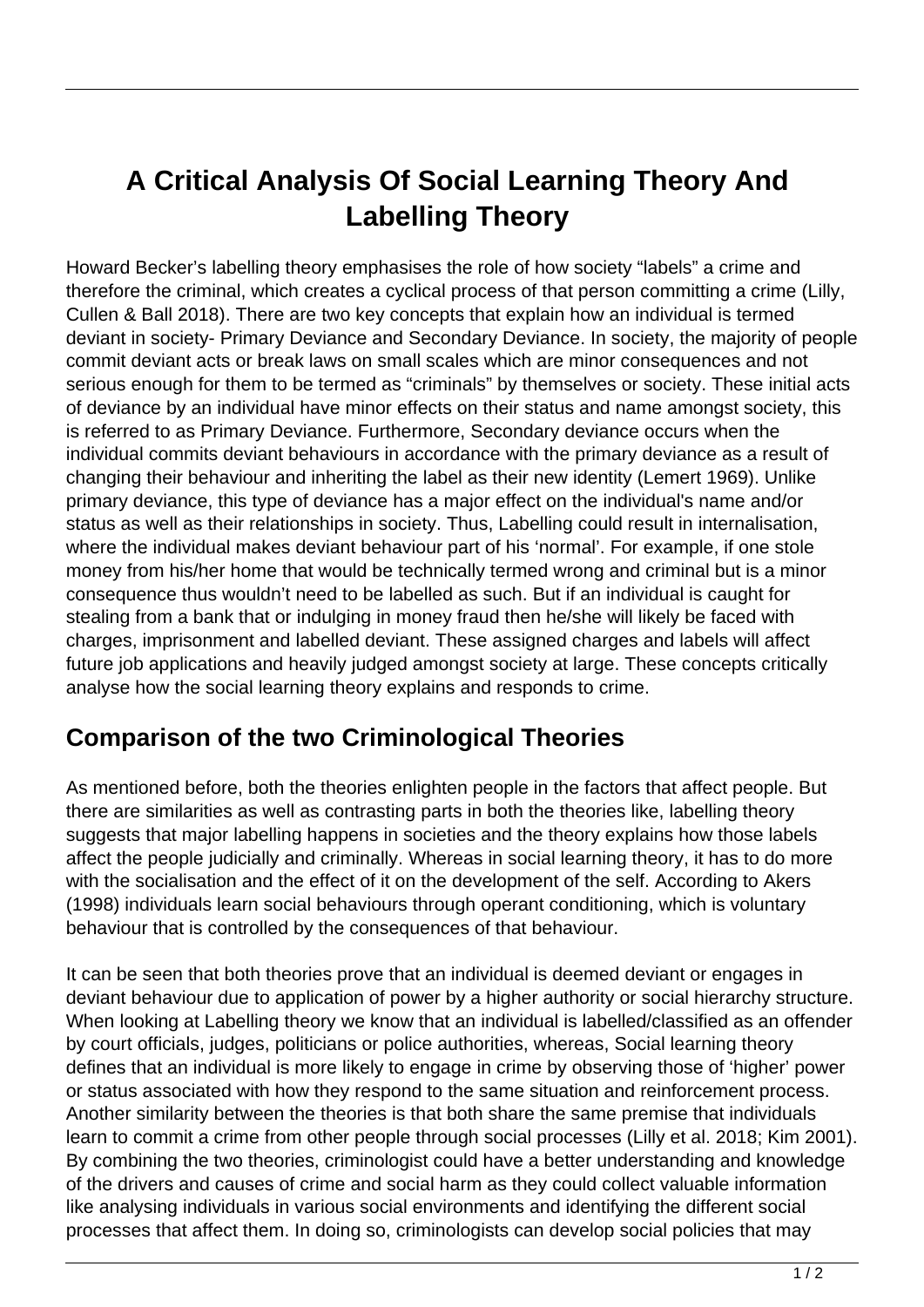# A Critical Analysis Of Social Learning Theory And Labelling Theory

Howard Becker's labelling theory emphasises the role of how society "labels" a crime and therefore the criminal, which creates a cyclical process of that person committing a crime (Lilly, Cullen & Ball 2018). There are two key concepts that explain how an individual is termed deviant in society- Primary Deviance and Secondary Deviance. In society, the majority of people commit deviant acts or break laws on small scales which are minor consequences and not serious enough for them to be termed as "criminals" by themselves or society. These initial acts of deviance by an individual have minor effects on their status and name amongst society, this is referred to as Primary Deviance. Furthermore, Secondary deviance occurs when the individual commits deviant behaviours in accordance with the primary deviance as a result of changing their behaviour and inheriting the label as their new identity (Lemert 1969). Unlike primary deviance, this type of deviance has a major effect on the individual's name and/or status as well as their relationships in society. Thus, Labelling could result in internalisation, where the individual makes deviant behaviour part of his 'normal'. For example, if one stole money from his/her home that would be technically termed wrong and criminal but is a minor consequence thus wouldn't need to be labelled as such. But if an individual is caught for stealing from a bank that or indulging in money fraud then he/she will likely be faced with charges, imprisonment and labelled deviant. These assigned charges and labels will affect future job applications and heavily judged amongst society at large. These concepts critically analyse how the social learning theory explains and responds to crime.

## Comparison of the two Criminological Theories

As mentioned before, both the theories enlighten people in the factors that affect people. But there are similarities as well as contrasting parts in both the theories like, labelling theory suggests that major labelling happens in societies and the theory explains how those labels affect the people judicially and criminally. Whereas in social learning theory, it has to do more with the socialisation and the effect of it on the development of the self. According to Akers (1998) individuals learn social behaviours through operant conditioning, which is voluntary behaviour that is controlled by the consequences of that behaviour.

It can be seen that both theories prove that an individual is deemed deviant or engages in deviant behaviour due to application of power by a higher authority or social hierarchy structure. When looking at Labelling theory we know that an individual is labelled/classified as an offender by court officials, judges, politicians or police authorities, whereas, Social learning theory defines that an individual is more likely to engage in crime by observing those of 'higher' power or status associated with how they respond to the same situation and reinforcement process. Another similarity between the theories is that both share the same premise that individuals learn to commit a crime from other people through social processes (Lilly et al. 2018; Kim 2001). By combining the two theories, criminologist could have a better understanding and knowledge of the drivers and causes of crime and social harm as they could collect valuable information like analysing individuals in various social environments and identifying the different social processes that affect them. In doing so, criminologists can develop social policies that may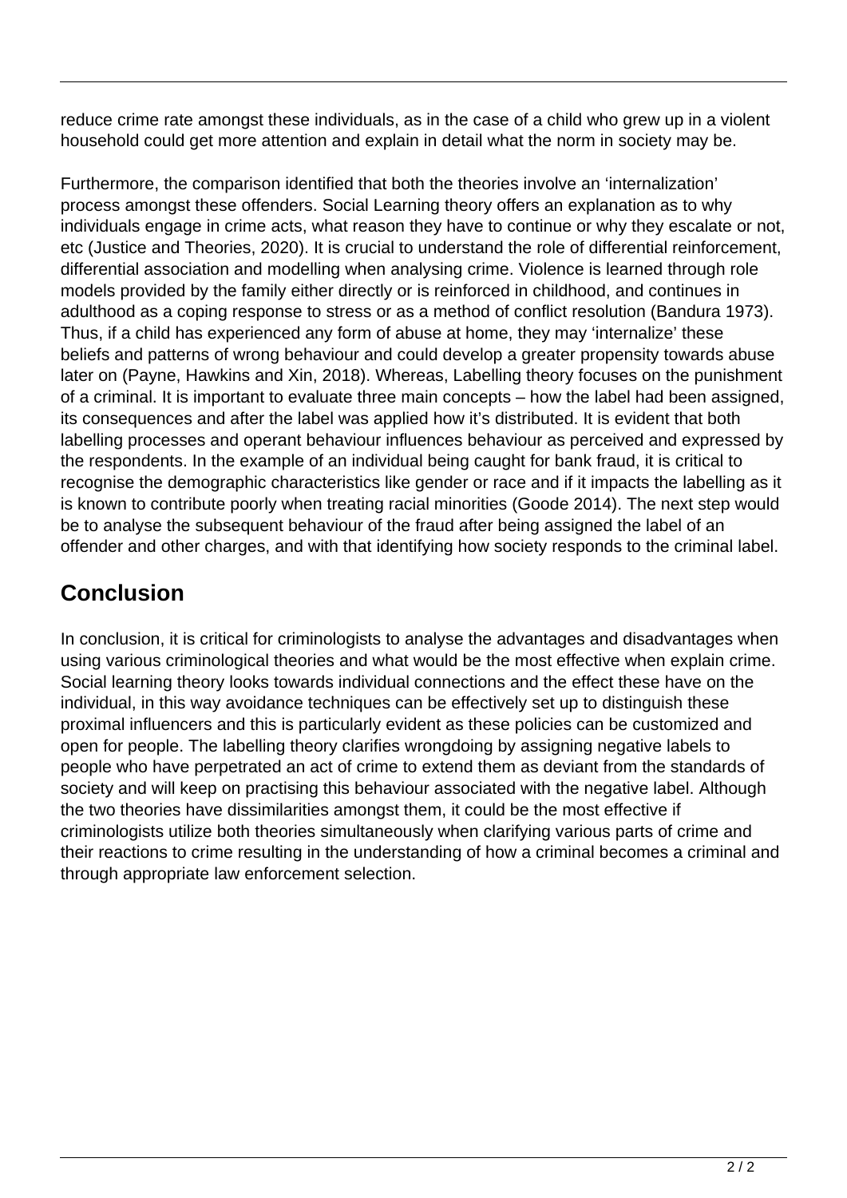reduce crime rate amongst these individuals, as in the case of a child who grew up in a violent household could get more attention and explain in detail what the norm in society may be.

Furthermore, the comparison identified that both the theories involve an 'internalization' process amongst these offenders. Social Learning theory offers an explanation as to why individuals engage in crime acts, what reason they have to continue or why they escalate or not, etc (Justice and Theories, 2020). It is crucial to understand the role of differential reinforcement, differential association and modelling when analysing crime. Violence is learned through role models provided by the family either directly or is reinforced in childhood, and continues in adulthood as a coping response to stress or as a method of conflict resolution (Bandura 1973). Thus, if a child has experienced any form of abuse at home, they may 'internalize' these beliefs and patterns of wrong behaviour and could develop a greater propensity towards abuse later on (Payne, Hawkins and Xin, 2018). Whereas, Labelling theory focuses on the punishment of a criminal. It is important to evaluate three main concepts – how the label had been assigned, its consequences and after the label was applied how it's distributed. It is evident that both labelling processes and operant behaviour influences behaviour as perceived and expressed by the respondents. In the example of an individual being caught for bank fraud, it is critical to recognise the demographic characteristics like gender or race and if it impacts the labelling as it is known to contribute poorly when treating racial minorities (Goode 2014). The next step would be to analyse the subsequent behaviour of the fraud after being assigned the label of an offender and other charges, and with that identifying how society responds to the criminal label.

## Conclusion

In conclusion, it is critical for criminologists to analyse the advantages and disadvantages when using various criminological theories and what would be the most effective when explain crime. Social learning theory looks towards individual connections and the effect these have on the individual, in this way avoidance techniques can be effectively set up to distinguish these proximal influencers and this is particularly evident as these policies can be customized and open for people. The labelling theory clarifies wrongdoing by assigning negative labels to people who have perpetrated an act of crime to extend them as deviant from the standards of society and will keep on practising this behaviour associated with the negative label. Although the two theories have dissimilarities amongst them, it could be the most effective if criminologists utilize both theories simultaneously when clarifying various parts of crime and their reactions to crime resulting in the understanding of how a criminal becomes a criminal and through appropriate law enforcement selection.